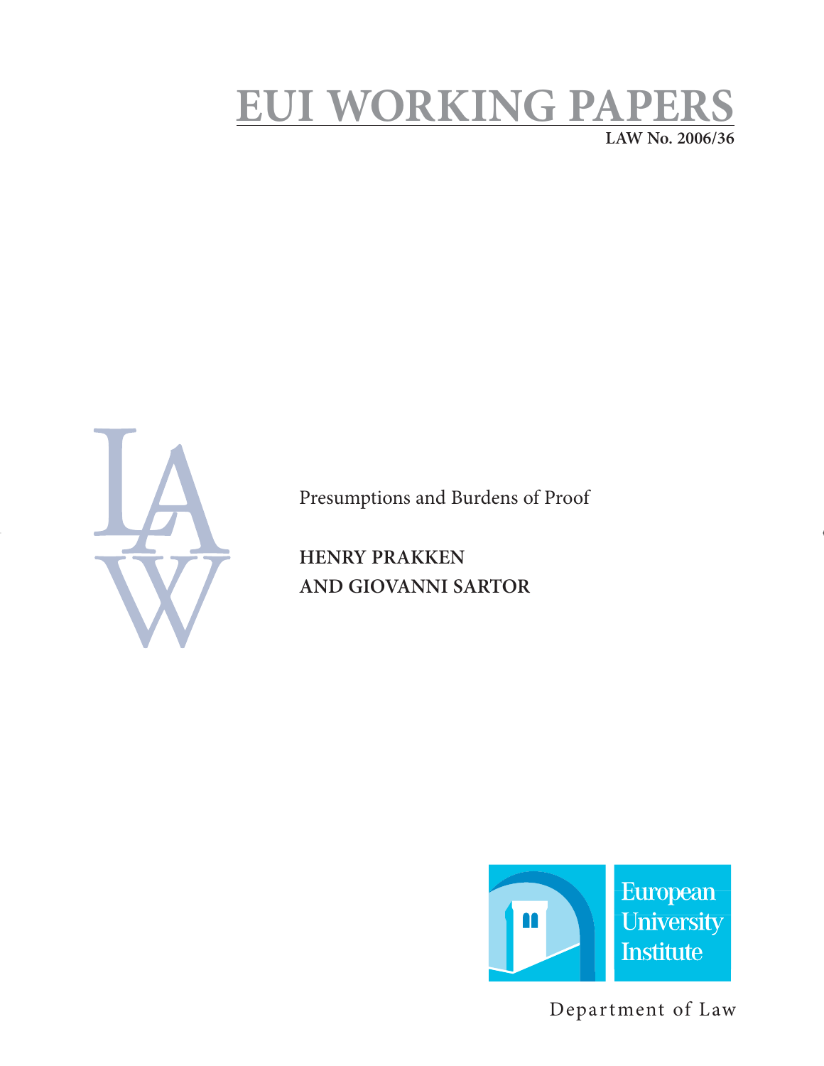# EUI WORKING PAPERS

**LAW No. 2006/36**

LAW

Presumptions and Burdens of Proof

**HENRY PRAKKEN**
**AND GIOVANNI SARTOR**

European University Institute

Department of Law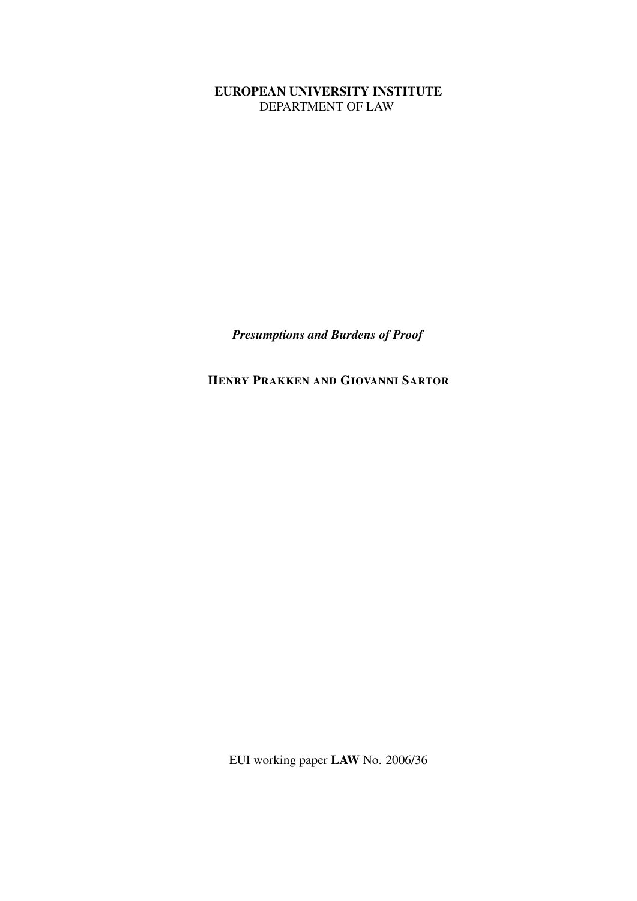**EUROPEAN UNIVERSITY INSTITUTE**
DEPARTMENT OF LAW

***Presumptions and Burdens of Proof***

**HENRY PRAKKEN AND GIOVANNI SARTOR**

EUI working paper **LAW** No. 2006/36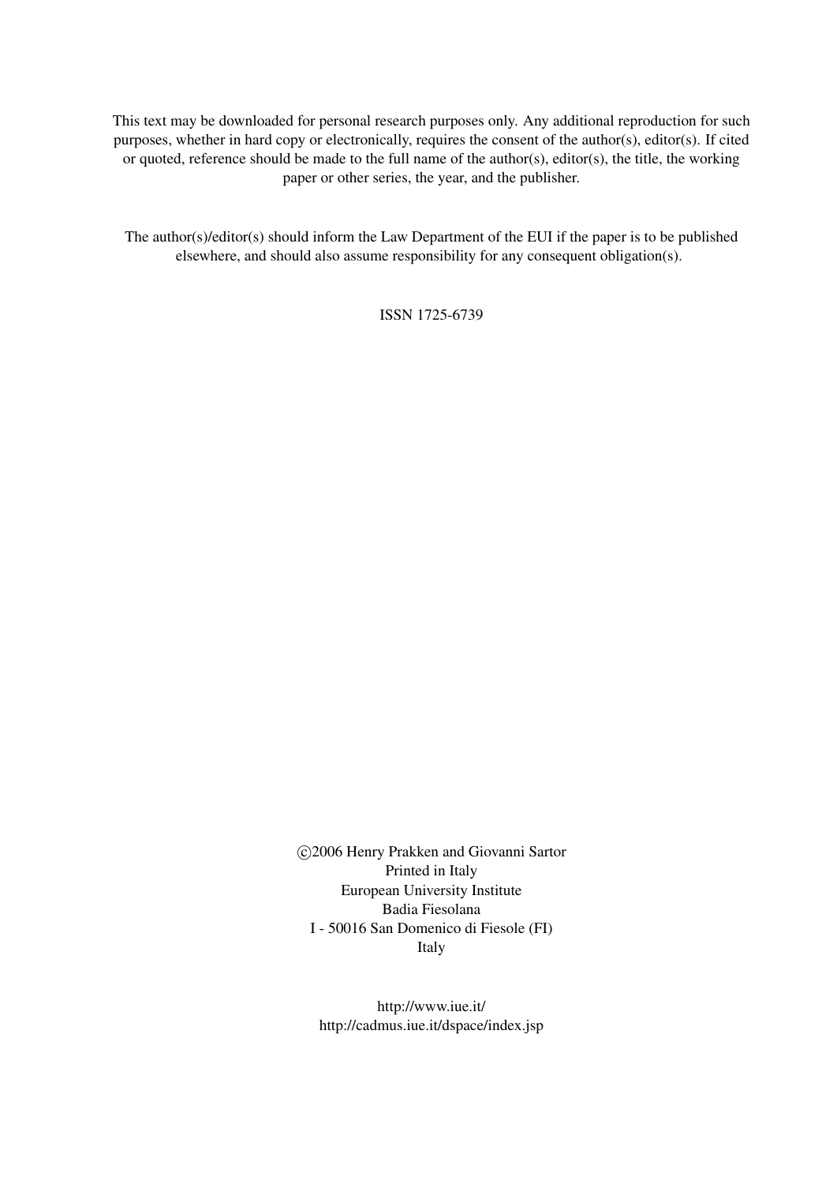This text may be downloaded for personal research purposes only. Any additional reproduction for such purposes, whether in hard copy or electronically, requires the consent of the author(s), editor(s). If cited or quoted, reference should be made to the full name of the author(s), editor(s), the title, the working paper or other series, the year, and the publisher.

The author(s)/editor(s) should inform the Law Department of the EUI if the paper is to be published elsewhere, and should also assume responsibility for any consequent obligation(s).

ISSN 1725-6739

©2006 Henry Prakken and Giovanni Sartor
Printed in Italy
European University Institute
Badia Fiesolana
I - 50016 San Domenico di Fiesole (FI)
Italy

http://www.iue.it/
http://cadmus.iue.it/dspace/index.jsp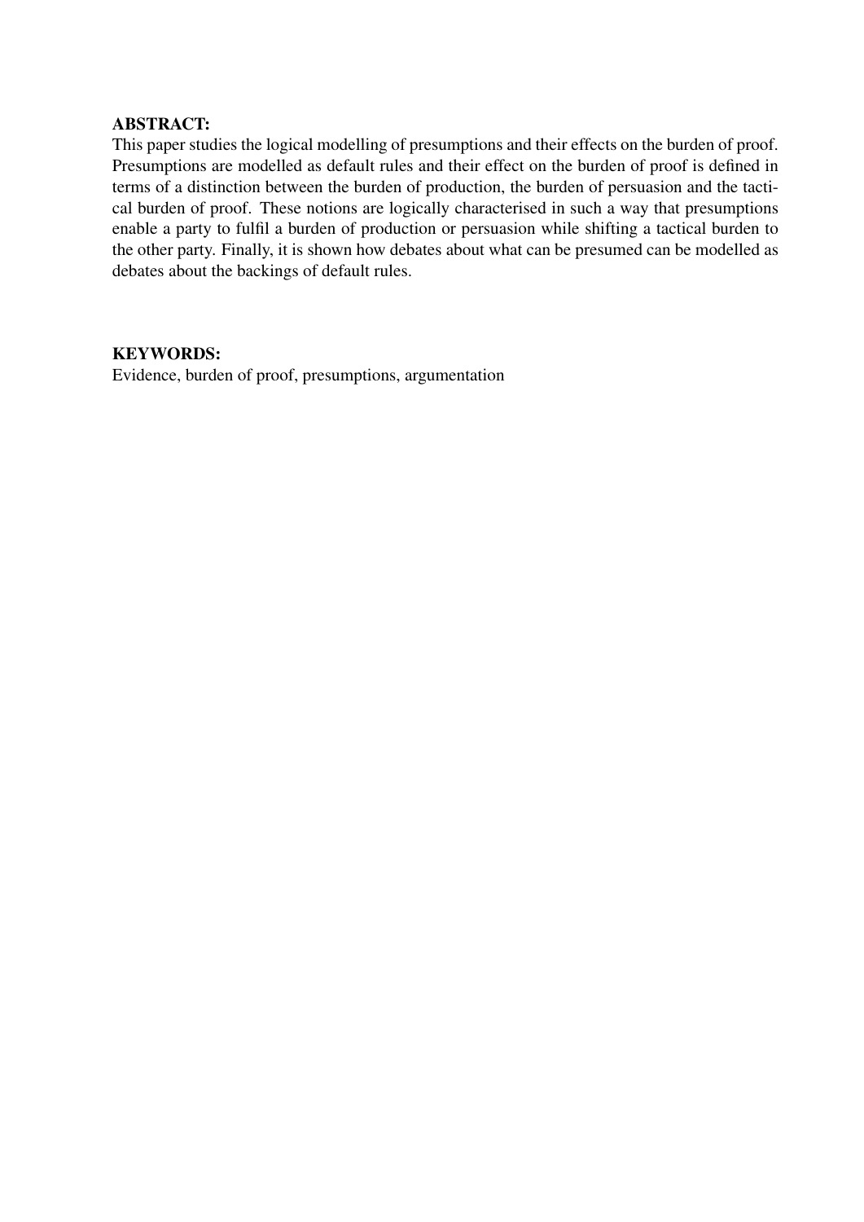**ABSTRACT:**

This paper studies the logical modelling of presumptions and their effects on the burden of proof. Presumptions are modelled as default rules and their effect on the burden of proof is defined in terms of a distinction between the burden of production, the burden of persuasion and the tactical burden of proof. These notions are logically characterised in such a way that presumptions enable a party to fulfil a burden of production or persuasion while shifting a tactical burden to the other party. Finally, it is shown how debates about what can be presumed can be modelled as debates about the backings of default rules.

**KEYWORDS:**

Evidence, burden of proof, presumptions, argumentation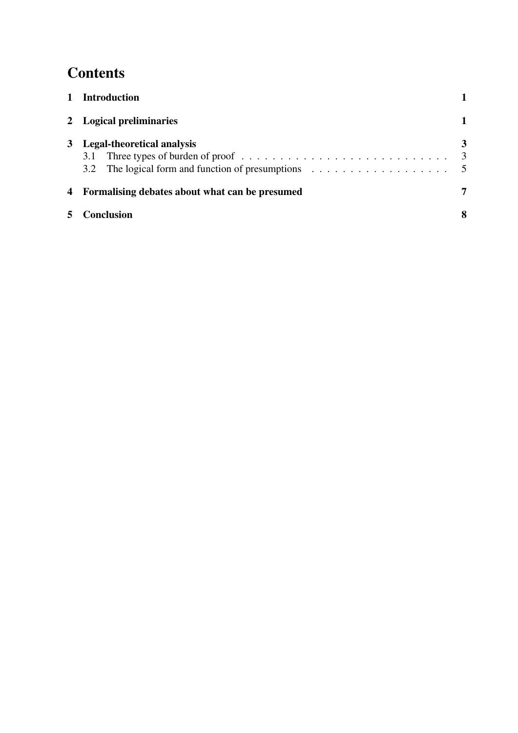# Contents

| | | |
|---|---|---|
| **1** | **Introduction** | **1** |
| **2** | **Logical preliminaries** | **1** |
| **3** | **Legal-theoretical analysis** | **3** |
| 3.1 | Three types of burden of proof | 3 |
| 3.2 | The logical form and function of presumptions | 5 |
| **4** | **Formalising debates about what can be presumed** | **7** |
| **5** | **Conclusion** | **8** |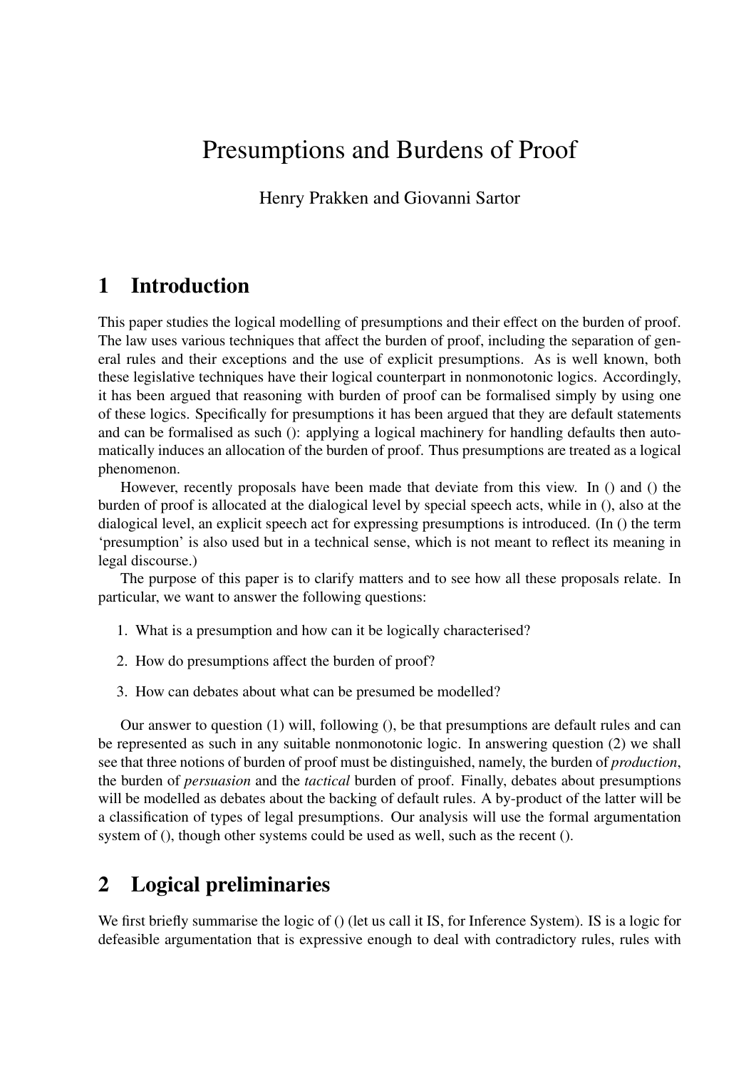# Presumptions and Burdens of Proof

Henry Prakken and Giovanni Sartor

## 1 Introduction

This paper studies the logical modelling of presumptions and their effect on the burden of proof. The law uses various techniques that affect the burden of proof, including the separation of general rules and their exceptions and the use of explicit presumptions. As is well known, both these legislative techniques have their logical counterpart in nonmonotonic logics. Accordingly, it has been argued that reasoning with burden of proof can be formalised simply by using one of these logics. Specifically for presumptions it has been argued that they are default statements and can be formalised as such (): applying a logical machinery for handling defaults then automatically induces an allocation of the burden of proof. Thus presumptions are treated as a logical phenomenon.

However, recently proposals have been made that deviate from this view. In () and () the burden of proof is allocated at the dialogical level by special speech acts, while in (), also at the dialogical level, an explicit speech act for expressing presumptions is introduced. (In () the term 'presumption' is also used but in a technical sense, which is not meant to reflect its meaning in legal discourse.)

The purpose of this paper is to clarify matters and to see how all these proposals relate. In particular, we want to answer the following questions:

1. What is a presumption and how can it be logically characterised?
2. How do presumptions affect the burden of proof?
3. How can debates about what can be presumed be modelled?

Our answer to question (1) will, following (), be that presumptions are default rules and can be represented as such in any suitable nonmonotonic logic. In answering question (2) we shall see that three notions of burden of proof must be distinguished, namely, the burden of *production*, the burden of *persuasion* and the *tactical* burden of proof. Finally, debates about presumptions will be modelled as debates about the backing of default rules. A by-product of the latter will be a classification of types of legal presumptions. Our analysis will use the formal argumentation system of (), though other systems could be used as well, such as the recent ().

## 2 Logical preliminaries

We first briefly summarise the logic of () (let us call it IS, for Inference System). IS is a logic for defeasible argumentation that is expressive enough to deal with contradictory rules, rules with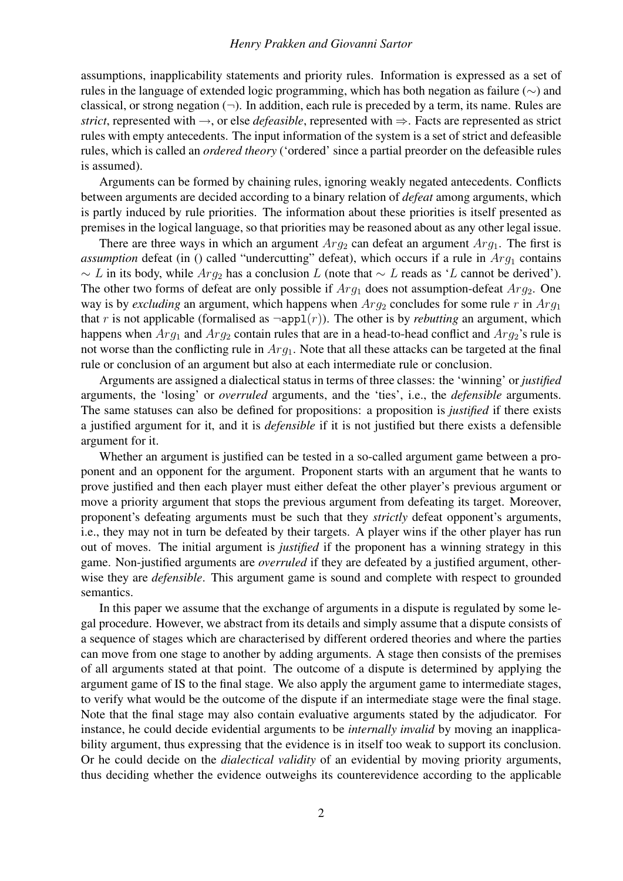assumptions, inapplicability statements and priority rules. Information is expressed as a set of rules in the language of extended logic programming, which has both negation as failure ($\sim$) and classical, or strong negation ($\neg$). In addition, each rule is preceded by a term, its name. Rules are *strict*, represented with $\rightarrow$, or else *defeasible*, represented with $\Rightarrow$. Facts are represented as strict rules with empty antecedents. The input information of the system is a set of strict and defeasible rules, which is called an *ordered theory* ('ordered' since a partial preorder on the defeasible rules is assumed).

Arguments can be formed by chaining rules, ignoring weakly negated antecedents. Conflicts between arguments are decided according to a binary relation of *defeat* among arguments, which is partly induced by rule priorities. The information about these priorities is itself presented as premises in the logical language, so that priorities may be reasoned about as any other legal issue.

There are three ways in which an argument $Arg_2$ can defeat an argument $Arg_1$. The first is *assumption* defeat (in () called "undercutting" defeat), which occurs if a rule in $Arg_1$ contains $\sim L$ in its body, while $Arg_2$ has a conclusion $L$ (note that $\sim L$ reads as '$L$ cannot be derived'). The other two forms of defeat are only possible if $Arg_1$ does not assumption-defeat $Arg_2$. One way is by *excluding* an argument, which happens when $Arg_2$ concludes for some rule $r$ in $Arg_1$ that $r$ is not applicable (formalised as $\neg \texttt{appl}(r)$). The other is by *rebutting* an argument, which happens when $Arg_1$ and $Arg_2$ contain rules that are in a head-to-head conflict and $Arg_2$'s rule is not worse than the conflicting rule in $Arg_1$. Note that all these attacks can be targeted at the final rule or conclusion of an argument but also at each intermediate rule or conclusion.

Arguments are assigned a dialectical status in terms of three classes: the 'winning' or *justified* arguments, the 'losing' or *overruled* arguments, and the 'ties', i.e., the *defensible* arguments. The same statuses can also be defined for propositions: a proposition is *justified* if there exists a justified argument for it, and it is *defensible* if it is not justified but there exists a defensible argument for it.

Whether an argument is justified can be tested in a so-called argument game between a proponent and an opponent for the argument. Proponent starts with an argument that he wants to prove justified and then each player must either defeat the other player's previous argument or move a priority argument that stops the previous argument from defeating its target. Moreover, proponent's defeating arguments must be such that they *strictly* defeat opponent's arguments, i.e., they may not in turn be defeated by their targets. A player wins if the other player has run out of moves. The initial argument is *justified* if the proponent has a winning strategy in this game. Non-justified arguments are *overruled* if they are defeated by a justified argument, otherwise they are *defensible*. This argument game is sound and complete with respect to grounded semantics.

In this paper we assume that the exchange of arguments in a dispute is regulated by some legal procedure. However, we abstract from its details and simply assume that a dispute consists of a sequence of stages which are characterised by different ordered theories and where the parties can move from one stage to another by adding arguments. A stage then consists of the premises of all arguments stated at that point. The outcome of a dispute is determined by applying the argument game of IS to the final stage. We also apply the argument game to intermediate stages, to verify what would be the outcome of the dispute if an intermediate stage were the final stage. Note that the final stage may also contain evaluative arguments stated by the adjudicator. For instance, he could decide evidential arguments to be *internally invalid* by moving an inapplicability argument, thus expressing that the evidence is in itself too weak to support its conclusion. Or he could decide on the *dialectical validity* of an evidential by moving priority arguments, thus deciding whether the evidence outweighs its counterevidence according to the applicable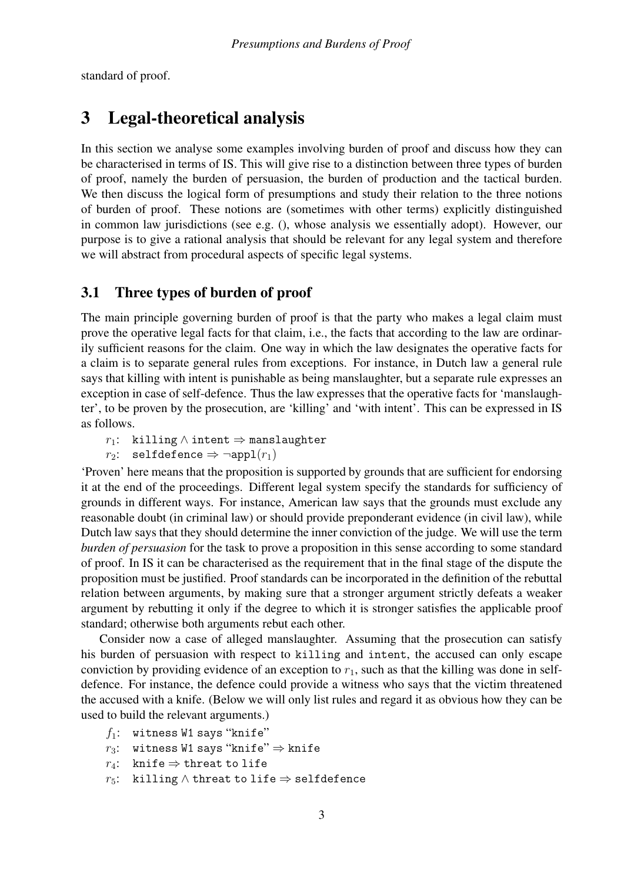standard of proof.

# 3 Legal-theoretical analysis

In this section we analyse some examples involving burden of proof and discuss how they can be characterised in terms of IS. This will give rise to a distinction between three types of burden of proof, namely the burden of persuasion, the burden of production and the tactical burden. We then discuss the logical form of presumptions and study their relation to the three notions of burden of proof. These notions are (sometimes with other terms) explicitly distinguished in common law jurisdictions (see e.g. (), whose analysis we essentially adopt). However, our purpose is to give a rational analysis that should be relevant for any legal system and therefore we will abstract from procedural aspects of specific legal systems.

## 3.1 Three types of burden of proof

The main principle governing burden of proof is that the party who makes a legal claim must prove the operative legal facts for that claim, i.e., the facts that according to the law are ordinarily sufficient reasons for the claim. One way in which the law designates the operative facts for a claim is to separate general rules from exceptions. For instance, in Dutch law a general rule says that killing with intent is punishable as being manslaughter, but a separate rule expresses an exception in case of self-defence. Thus the law expresses that the operative facts for 'manslaughter', to be proven by the prosecution, are 'killing' and 'with intent'. This can be expressed in IS as follows.

$r_1$: $\texttt{killing} \wedge \texttt{intent} \Rightarrow \texttt{manslaughter}$
$r_2$: $\texttt{selfdefence} \Rightarrow \neg\texttt{appl}(r_1)$

'Proven' here means that the proposition is supported by grounds that are sufficient for endorsing it at the end of the proceedings. Different legal system specify the standards for sufficiency of grounds in different ways. For instance, American law says that the grounds must exclude any reasonable doubt (in criminal law) or should provide preponderant evidence (in civil law), while Dutch law says that they should determine the inner conviction of the judge. We will use the term *burden of persuasion* for the task to prove a proposition in this sense according to some standard of proof. In IS it can be characterised as the requirement that in the final stage of the dispute the proposition must be justified. Proof standards can be incorporated in the definition of the rebuttal relation between arguments, by making sure that a stronger argument strictly defeats a weaker argument by rebutting it only if the degree to which it is stronger satisfies the applicable proof standard; otherwise both arguments rebut each other.

Consider now a case of alleged manslaughter. Assuming that the prosecution can satisfy his burden of persuasion with respect to killing and intent, the accused can only escape conviction by providing evidence of an exception to $r_1$, such as that the killing was done in self-defence. For instance, the defence could provide a witness who says that the victim threatened the accused with a knife. (Below we will only list rules and regard it as obvious how they can be used to build the relevant arguments.)

$f_1$: witness W1 says "knife"
$r_3$: witness W1 says "knife" $\Rightarrow$ knife
$r_4$: knife $\Rightarrow$ threat to life
$r_5$: killing $\wedge$ threat to life $\Rightarrow$ selfdefence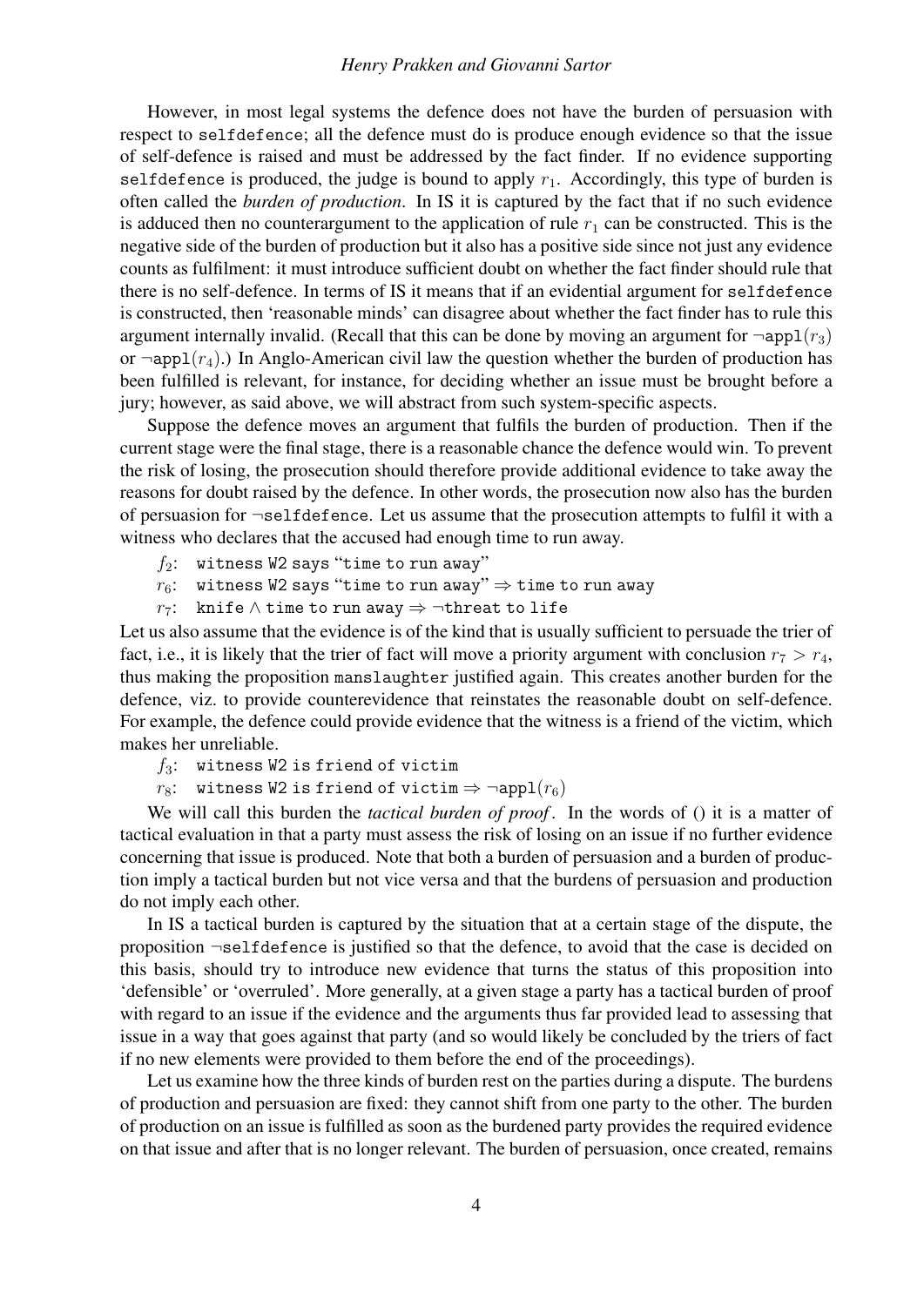However, in most legal systems the defence does not have the burden of persuasion with respect to selfdefence; all the defence must do is produce enough evidence so that the issue of self-defence is raised and must be addressed by the fact finder. If no evidence supporting selfdefence is produced, the judge is bound to apply $r_1$. Accordingly, this type of burden is often called the *burden of production*. In IS it is captured by the fact that if no such evidence is adduced then no counterargument to the application of rule $r_1$ can be constructed. This is the negative side of the burden of production but it also has a positive side since not just any evidence counts as fulfilment: it must introduce sufficient doubt on whether the fact finder should rule that there is no self-defence. In terms of IS it means that if an evidential argument for selfdefence is constructed, then 'reasonable minds' can disagree about whether the fact finder has to rule this argument internally invalid. (Recall that this can be done by moving an argument for $\neg \mathtt{appl}(r_3)$ or $\neg \mathtt{appl}(r_4)$.) In Anglo-American civil law the question whether the burden of production has been fulfilled is relevant, for instance, for deciding whether an issue must be brought before a jury; however, as said above, we will abstract from such system-specific aspects.

Suppose the defence moves an argument that fulfils the burden of production. Then if the current stage were the final stage, there is a reasonable chance the defence would win. To prevent the risk of losing, the prosecution should therefore provide additional evidence to take away the reasons for doubt raised by the defence. In other words, the prosecution now also has the burden of persuasion for $\neg$selfdefence. Let us assume that the prosecution attempts to fulfil it with a witness who declares that the accused had enough time to run away.

$f_2$: witness W2 says "time to run away"

$r_6$: witness W2 says "time to run away" $\Rightarrow$ time to run away

$r_7$: knife $\wedge$ time to run away $\Rightarrow \neg$threat to life

Let us also assume that the evidence is of the kind that is usually sufficient to persuade the trier of fact, i.e., it is likely that the trier of fact will move a priority argument with conclusion $r_7 > r_4$, thus making the proposition manslaughter justified again. This creates another burden for the defence, viz. to provide counterevidence that reinstates the reasonable doubt on self-defence. For example, the defence could provide evidence that the witness is a friend of the victim, which makes her unreliable.

$f_3$: witness W2 is friend of victim

$r_8$: witness W2 is friend of victim $\Rightarrow \neg \mathtt{appl}(r_6)$

We will call this burden the *tactical burden of proof*. In the words of () it is a matter of tactical evaluation in that a party must assess the risk of losing on an issue if no further evidence concerning that issue is produced. Note that both a burden of persuasion and a burden of production imply a tactical burden but not vice versa and that the burdens of persuasion and production do not imply each other.

In IS a tactical burden is captured by the situation that at a certain stage of the dispute, the proposition $\neg$selfdefence is justified so that the defence, to avoid that the case is decided on this basis, should try to introduce new evidence that turns the status of this proposition into 'defensible' or 'overruled'. More generally, at a given stage a party has a tactical burden of proof with regard to an issue if the evidence and the arguments thus far provided lead to assessing that issue in a way that goes against that party (and so would likely be concluded by the triers of fact if no new elements were provided to them before the end of the proceedings).

Let us examine how the three kinds of burden rest on the parties during a dispute. The burdens of production and persuasion are fixed: they cannot shift from one party to the other. The burden of production on an issue is fulfilled as soon as the burdened party provides the required evidence on that issue and after that is no longer relevant. The burden of persuasion, once created, remains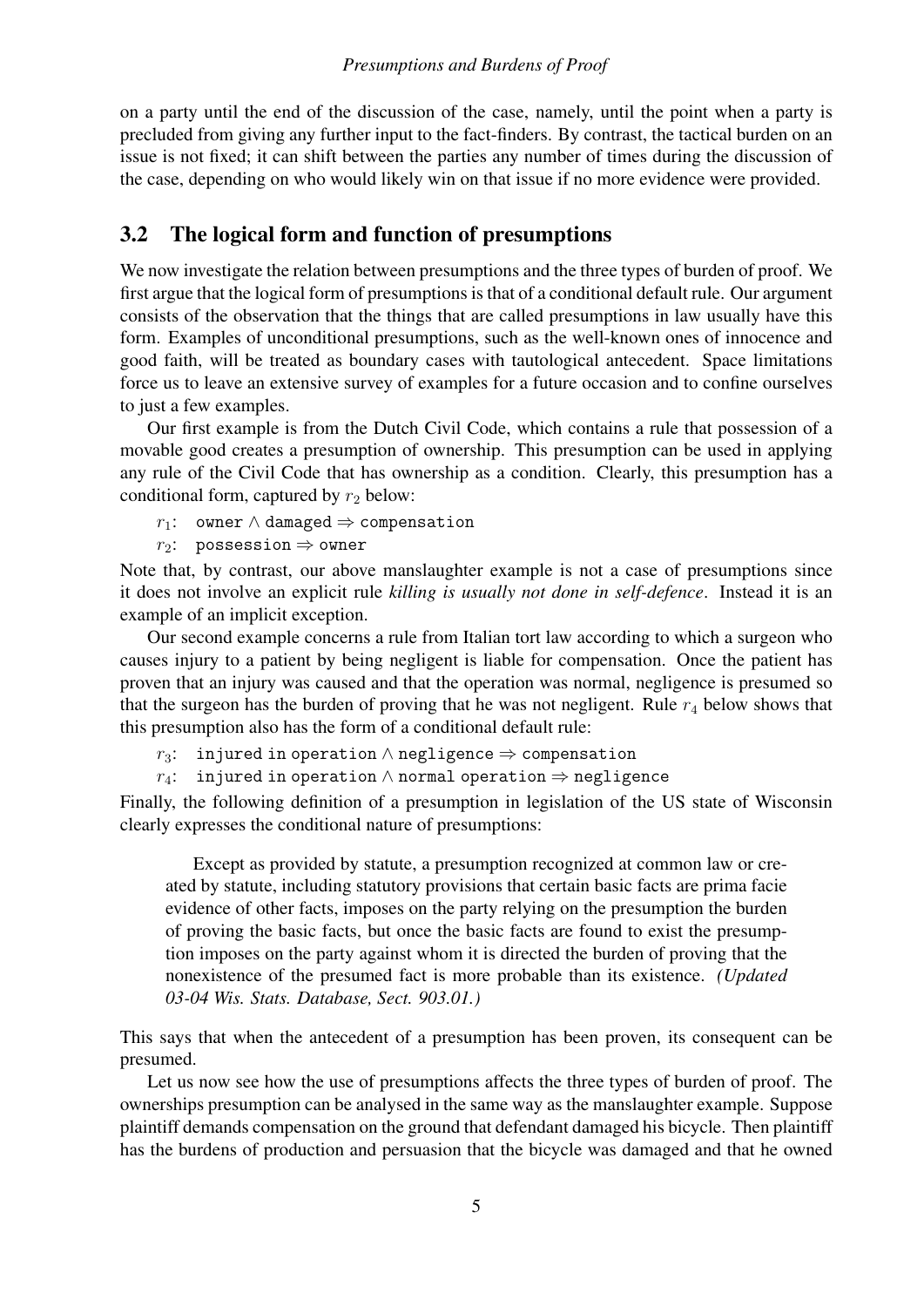on a party until the end of the discussion of the case, namely, until the point when a party is precluded from giving any further input to the fact-finders. By contrast, the tactical burden on an issue is not fixed; it can shift between the parties any number of times during the discussion of the case, depending on who would likely win on that issue if no more evidence were provided.

## 3.2 The logical form and function of presumptions

We now investigate the relation between presumptions and the three types of burden of proof. We first argue that the logical form of presumptions is that of a conditional default rule. Our argument consists of the observation that the things that are called presumptions in law usually have this form. Examples of unconditional presumptions, such as the well-known ones of innocence and good faith, will be treated as boundary cases with tautological antecedent. Space limitations force us to leave an extensive survey of examples for a future occasion and to confine ourselves to just a few examples.

Our first example is from the Dutch Civil Code, which contains a rule that possession of a movable good creates a presumption of ownership. This presumption can be used in applying any rule of the Civil Code that has ownership as a condition. Clearly, this presumption has a conditional form, captured by $r_2$ below:

$r_1$: `owner` $\wedge$ `damaged` $\Rightarrow$ `compensation`

$r_2$: `possession` $\Rightarrow$ `owner`

Note that, by contrast, our above manslaughter example is not a case of presumptions since it does not involve an explicit rule *killing is usually not done in self-defence*. Instead it is an example of an implicit exception.

Our second example concerns a rule from Italian tort law according to which a surgeon who causes injury to a patient by being negligent is liable for compensation. Once the patient has proven that an injury was caused and that the operation was normal, negligence is presumed so that the surgeon has the burden of proving that he was not negligent. Rule $r_4$ below shows that this presumption also has the form of a conditional default rule:

$r_3$: `injured in operation` $\wedge$ `negligence` $\Rightarrow$ `compensation`

$r_4$: `injured in operation` $\wedge$ `normal operation` $\Rightarrow$ `negligence`

Finally, the following definition of a presumption in legislation of the US state of Wisconsin clearly expresses the conditional nature of presumptions:

> Except as provided by statute, a presumption recognized at common law or created by statute, including statutory provisions that certain basic facts are prima facie evidence of other facts, imposes on the party relying on the presumption the burden of proving the basic facts, but once the basic facts are found to exist the presumption imposes on the party against whom it is directed the burden of proving that the nonexistence of the presumed fact is more probable than its existence. *(Updated 03-04 Wis. Stats. Database, Sect. 903.01.)*

This says that when the antecedent of a presumption has been proven, its consequent can be presumed.

Let us now see how the use of presumptions affects the three types of burden of proof. The ownerships presumption can be analysed in the same way as the manslaughter example. Suppose plaintiff demands compensation on the ground that defendant damaged his bicycle. Then plaintiff has the burdens of production and persuasion that the bicycle was damaged and that he owned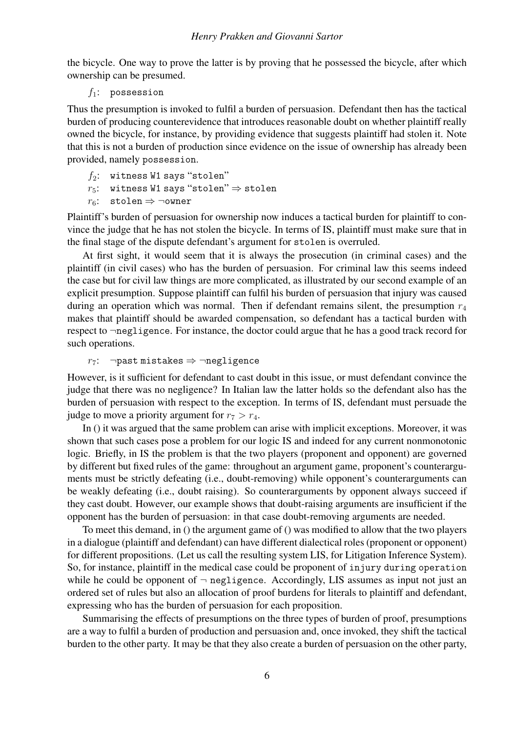the bicycle. One way to prove the latter is by proving that he possessed the bicycle, after which ownership can be presumed.

$f_1$: `possession`

Thus the presumption is invoked to fulfil a burden of persuasion. Defendant then has the tactical burden of producing counterevidence that introduces reasonable doubt on whether plaintiff really owned the bicycle, for instance, by providing evidence that suggests plaintiff had stolen it. Note that this is not a burden of production since evidence on the issue of ownership has already been provided, namely `possession`.

$f_2$: `witness W1 says "stolen"`
$r_5$: `witness W1 says "stolen"` $\Rightarrow$ `stolen`
$r_6$: `stolen` $\Rightarrow$ $\neg$`owner`

Plaintiff's burden of persuasion for ownership now induces a tactical burden for plaintiff to convince the judge that he has not stolen the bicycle. In terms of IS, plaintiff must make sure that in the final stage of the dispute defendant's argument for `stolen` is overruled.

At first sight, it would seem that it is always the prosecution (in criminal cases) and the plaintiff (in civil cases) who has the burden of persuasion. For criminal law this seems indeed the case but for civil law things are more complicated, as illustrated by our second example of an explicit presumption. Suppose plaintiff can fulfil his burden of persuasion that injury was caused during an operation which was normal. Then if defendant remains silent, the presumption $r_4$ makes that plaintiff should be awarded compensation, so defendant has a tactical burden with respect to $\neg$`negligence`. For instance, the doctor could argue that he has a good track record for such operations.

$r_7$: $\neg$`past mistakes` $\Rightarrow$ $\neg$`negligence`

However, is it sufficient for defendant to cast doubt in this issue, or must defendant convince the judge that there was no negligence? In Italian law the latter holds so the defendant also has the burden of persuasion with respect to the exception. In terms of IS, defendant must persuade the judge to move a priority argument for $r_7 > r_4$.

In () it was argued that the same problem can arise with implicit exceptions. Moreover, it was shown that such cases pose a problem for our logic IS and indeed for any current nonmonotonic logic. Briefly, in IS the problem is that the two players (proponent and opponent) are governed by different but fixed rules of the game: throughout an argument game, proponent's counterarguments must be strictly defeating (i.e., doubt-removing) while opponent's counterarguments can be weakly defeating (i.e., doubt raising). So counterarguments by opponent always succeed if they cast doubt. However, our example shows that doubt-raising arguments are insufficient if the opponent has the burden of persuasion: in that case doubt-removing arguments are needed.

To meet this demand, in () the argument game of () was modified to allow that the two players in a dialogue (plaintiff and defendant) can have different dialectical roles (proponent or opponent) for different propositions. (Let us call the resulting system LIS, for Litigation Inference System). So, for instance, plaintiff in the medical case could be proponent of `injury during operation` while he could be opponent of $\neg$ `negligence`. Accordingly, LIS assumes as input not just an ordered set of rules but also an allocation of proof burdens for literals to plaintiff and defendant, expressing who has the burden of persuasion for each proposition.

Summarising the effects of presumptions on the three types of burden of proof, presumptions are a way to fulfil a burden of production and persuasion and, once invoked, they shift the tactical burden to the other party. It may be that they also create a burden of persuasion on the other party,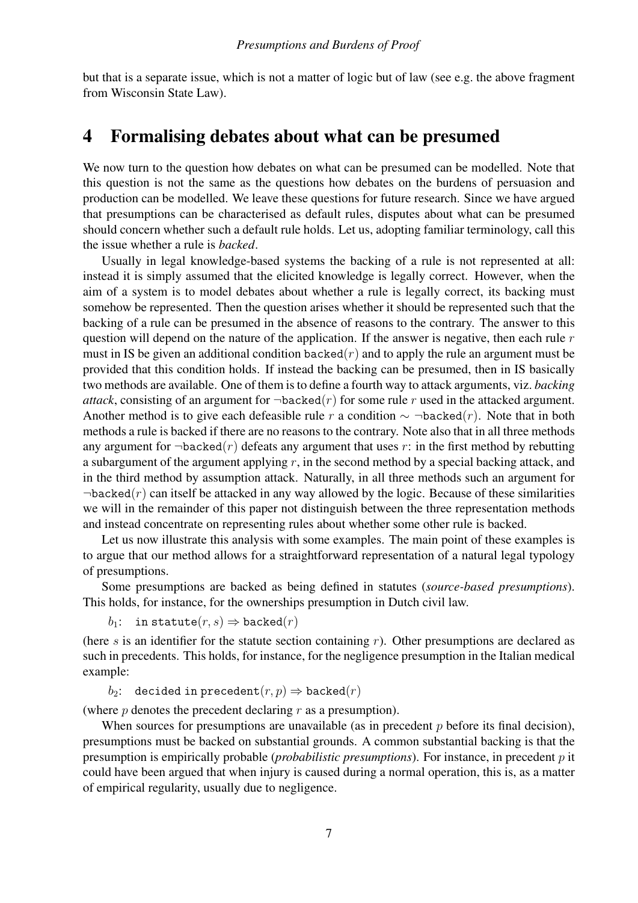but that is a separate issue, which is not a matter of logic but of law (see e.g. the above fragment from Wisconsin State Law).

# 4 Formalising debates about what can be presumed

We now turn to the question how debates on what can be presumed can be modelled. Note that this question is not the same as the questions how debates on the burdens of persuasion and production can be modelled. We leave these questions for future research. Since we have argued that presumptions can be characterised as default rules, disputes about what can be presumed should concern whether such a default rule holds. Let us, adopting familiar terminology, call this the issue whether a rule is *backed*.

Usually in legal knowledge-based systems the backing of a rule is not represented at all: instead it is simply assumed that the elicited knowledge is legally correct. However, when the aim of a system is to model debates about whether a rule is legally correct, its backing must somehow be represented. Then the question arises whether it should be represented such that the backing of a rule can be presumed in the absence of reasons to the contrary. The answer to this question will depend on the nature of the application. If the answer is negative, then each rule $r$ must in IS be given an additional condition $\texttt{backed}(r)$ and to apply the rule an argument must be provided that this condition holds. If instead the backing can be presumed, then in IS basically two methods are available. One of them is to define a fourth way to attack arguments, viz. *backing attack*, consisting of an argument for $\neg\texttt{backed}(r)$ for some rule $r$ used in the attacked argument. Another method is to give each defeasible rule $r$ a condition $\sim \neg\texttt{backed}(r)$. Note that in both methods a rule is backed if there are no reasons to the contrary. Note also that in all three methods any argument for $\neg\texttt{backed}(r)$ defeats any argument that uses $r$: in the first method by rebutting a subargument of the argument applying $r$, in the second method by a special backing attack, and in the third method by assumption attack. Naturally, in all three methods such an argument for $\neg\texttt{backed}(r)$ can itself be attacked in any way allowed by the logic. Because of these similarities we will in the remainder of this paper not distinguish between the three representation methods and instead concentrate on representing rules about whether some other rule is backed.

Let us now illustrate this analysis with some examples. The main point of these examples is to argue that our method allows for a straightforward representation of a natural legal typology of presumptions.

Some presumptions are backed as being defined in statutes (*source-based presumptions*). This holds, for instance, for the ownerships presumption in Dutch civil law.

$b_1$: $\texttt{in statute}(r, s) \Rightarrow \texttt{backed}(r)$

(here $s$ is an identifier for the statute section containing $r$). Other presumptions are declared as such in precedents. This holds, for instance, for the negligence presumption in the Italian medical example:

$b_2$: $\texttt{decided in precedent}(r, p) \Rightarrow \texttt{backed}(r)$

(where $p$ denotes the precedent declaring $r$ as a presumption).

When sources for presumptions are unavailable (as in precedent $p$ before its final decision), presumptions must be backed on substantial grounds. A common substantial backing is that the presumption is empirically probable (*probabilistic presumptions*). For instance, in precedent $p$ it could have been argued that when injury is caused during a normal operation, this is, as a matter of empirical regularity, usually due to negligence.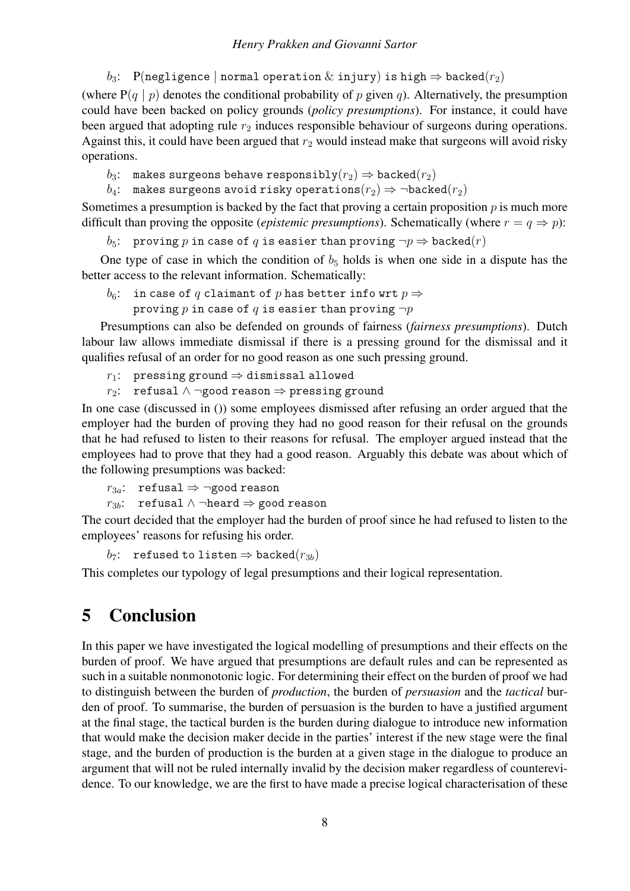$b_3$: $\text{P}(\texttt{negligence} \mid \texttt{normal operation} \,\&\, \texttt{injury})\ \texttt{is high} \Rightarrow \texttt{backed}(r_2)$

(where $\text{P}(q \mid p)$ denotes the conditional probability of $p$ given $q$). Alternatively, the presumption could have been backed on policy grounds (*policy presumptions*). For instance, it could have been argued that adopting rule $r_2$ induces responsible behaviour of surgeons during operations. Against this, it could have been argued that $r_2$ would instead make that surgeons will avoid risky operations.

$b_3$: $\texttt{makes surgeons behave responsibly}(r_2) \Rightarrow \texttt{backed}(r_2)$
$b_4$: $\texttt{makes surgeons avoid risky operations}(r_2) \Rightarrow \neg\texttt{backed}(r_2)$

Sometimes a presumption is backed by the fact that proving a certain proposition $p$ is much more difficult than proving the opposite (*epistemic presumptions*). Schematically (where $r = q \Rightarrow p$):

$b_5$: $\texttt{proving}\ p\ \texttt{in case of}\ q\ \texttt{is easier than proving}\ \neg p \Rightarrow \texttt{backed}(r)$

One type of case in which the condition of $b_5$ holds is when one side in a dispute has the better access to the relevant information. Schematically:

$b_6$: $\texttt{in case of}\ q\ \texttt{claimant of}\ p\ \texttt{has better info wrt}\ p \Rightarrow$
$\texttt{proving}\ p\ \texttt{in case of}\ q\ \texttt{is easier than proving}\ \neg p$

Presumptions can also be defended on grounds of fairness (*fairness presumptions*). Dutch labour law allows immediate dismissal if there is a pressing ground for the dismissal and it qualifies refusal of an order for no good reason as one such pressing ground.

$r_1$: $\texttt{pressing ground} \Rightarrow \texttt{dismissal allowed}$
$r_2$: $\texttt{refusal} \wedge \neg\texttt{good reason} \Rightarrow \texttt{pressing ground}$

In one case (discussed in ()) some employees dismissed after refusing an order argued that the employer had the burden of proving they had no good reason for their refusal on the grounds that he had refused to listen to their reasons for refusal. The employer argued instead that the employees had to prove that they had a good reason. Arguably this debate was about which of the following presumptions was backed:

$r_{3a}$: $\texttt{refusal} \Rightarrow \neg\texttt{good reason}$
$r_{3b}$: $\texttt{refusal} \wedge \neg\texttt{heard} \Rightarrow \texttt{good reason}$

The court decided that the employer had the burden of proof since he had refused to listen to the employees' reasons for refusing his order.

$b_7$: $\texttt{refused to listen} \Rightarrow \texttt{backed}(r_{3b})$

This completes our typology of legal presumptions and their logical representation.

# 5 Conclusion

In this paper we have investigated the logical modelling of presumptions and their effects on the burden of proof. We have argued that presumptions are default rules and can be represented as such in a suitable nonmonotonic logic. For determining their effect on the burden of proof we had to distinguish between the burden of *production*, the burden of *persuasion* and the *tactical* burden of proof. To summarise, the burden of persuasion is the burden to have a justified argument at the final stage, the tactical burden is the burden during dialogue to introduce new information that would make the decision maker decide in the parties' interest if the new stage were the final stage, and the burden of production is the burden at a given stage in the dialogue to produce an argument that will not be ruled internally invalid by the decision maker regardless of counterevidence. To our knowledge, we are the first to have made a precise logical characterisation of these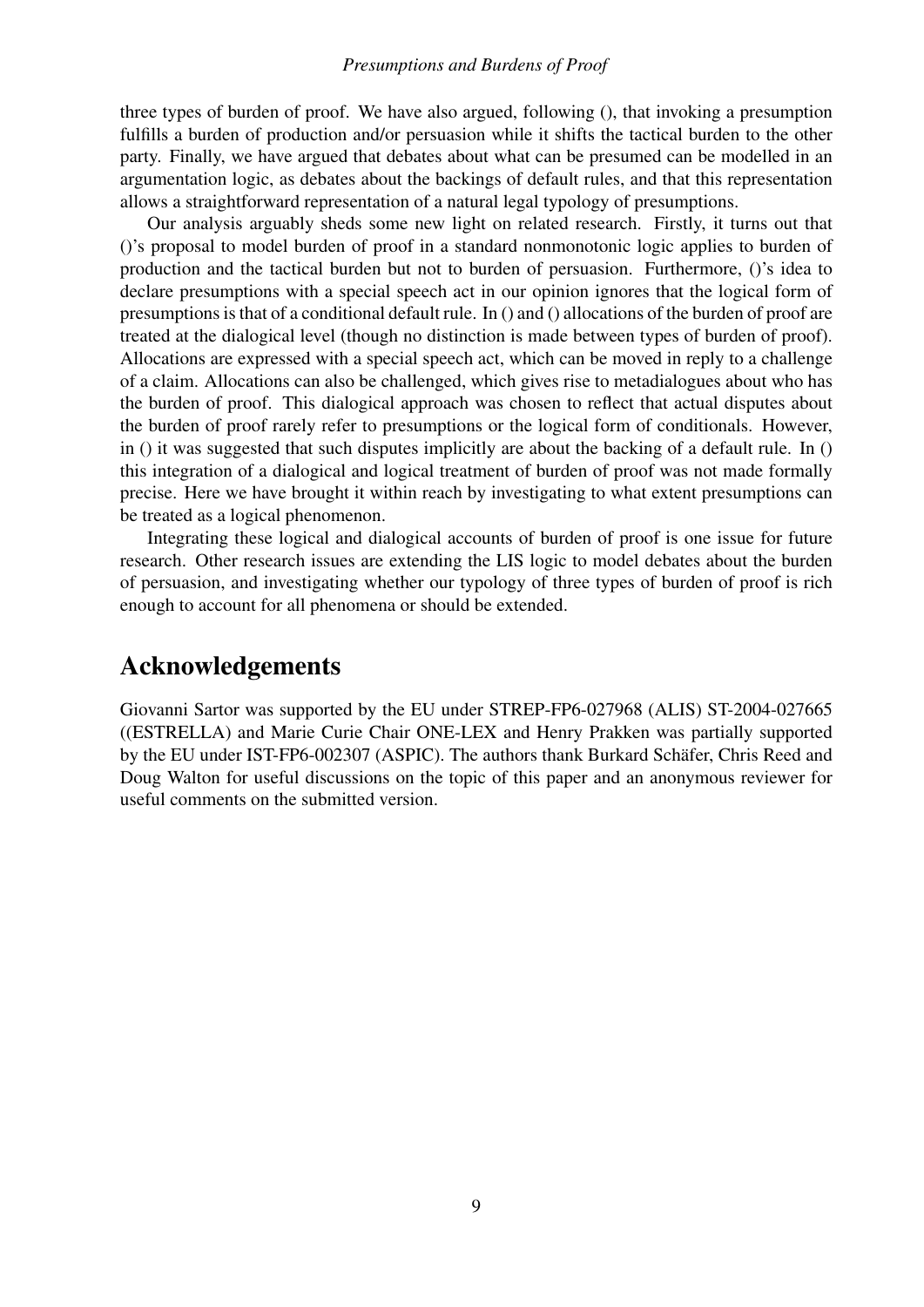three types of burden of proof. We have also argued, following (), that invoking a presumption fulfills a burden of production and/or persuasion while it shifts the tactical burden to the other party. Finally, we have argued that debates about what can be presumed can be modelled in an argumentation logic, as debates about the backings of default rules, and that this representation allows a straightforward representation of a natural legal typology of presumptions.

Our analysis arguably sheds some new light on related research. Firstly, it turns out that ()'s proposal to model burden of proof in a standard nonmonotonic logic applies to burden of production and the tactical burden but not to burden of persuasion. Furthermore, ()'s idea to declare presumptions with a special speech act in our opinion ignores that the logical form of presumptions is that of a conditional default rule. In () and () allocations of the burden of proof are treated at the dialogical level (though no distinction is made between types of burden of proof). Allocations are expressed with a special speech act, which can be moved in reply to a challenge of a claim. Allocations can also be challenged, which gives rise to metadialogues about who has the burden of proof. This dialogical approach was chosen to reflect that actual disputes about the burden of proof rarely refer to presumptions or the logical form of conditionals. However, in () it was suggested that such disputes implicitly are about the backing of a default rule. In () this integration of a dialogical and logical treatment of burden of proof was not made formally precise. Here we have brought it within reach by investigating to what extent presumptions can be treated as a logical phenomenon.

Integrating these logical and dialogical accounts of burden of proof is one issue for future research. Other research issues are extending the LIS logic to model debates about the burden of persuasion, and investigating whether our typology of three types of burden of proof is rich enough to account for all phenomena or should be extended.

# Acknowledgements

Giovanni Sartor was supported by the EU under STREP-FP6-027968 (ALIS) ST-2004-027665 ((ESTRELLA) and Marie Curie Chair ONE-LEX and Henry Prakken was partially supported by the EU under IST-FP6-002307 (ASPIC). The authors thank Burkard Schäfer, Chris Reed and Doug Walton for useful discussions on the topic of this paper and an anonymous reviewer for useful comments on the submitted version.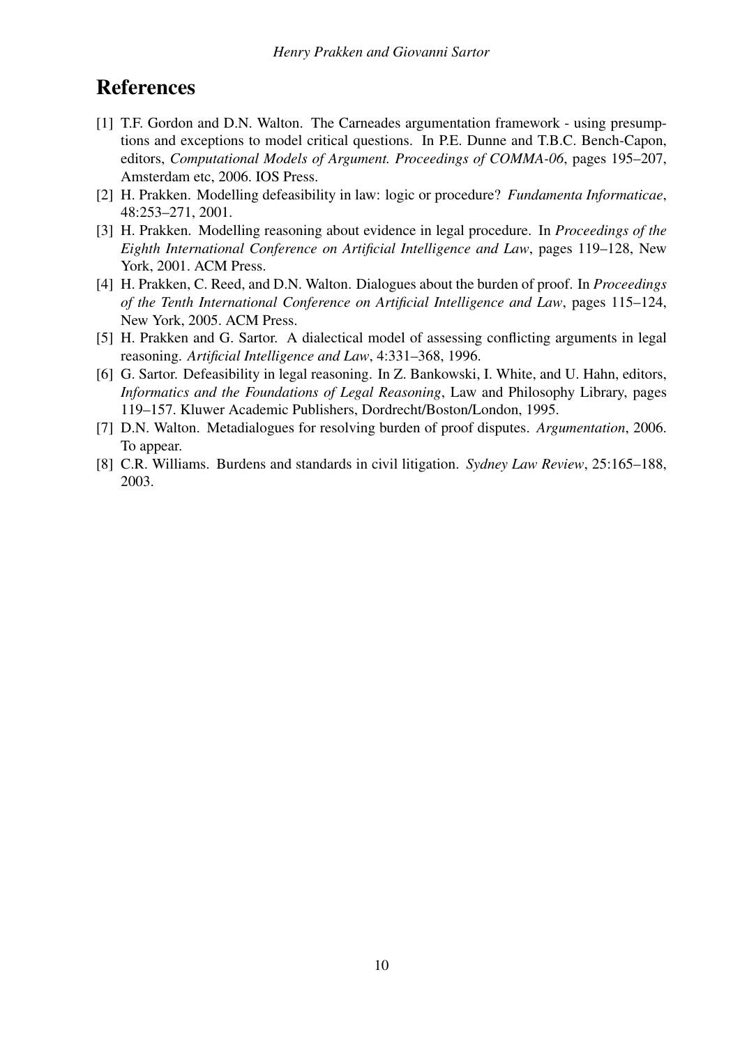## References

[1] T.F. Gordon and D.N. Walton. The Carneades argumentation framework - using presumptions and exceptions to model critical questions. In P.E. Dunne and T.B.C. Bench-Capon, editors, *Computational Models of Argument. Proceedings of COMMA-06*, pages 195–207, Amsterdam etc, 2006. IOS Press.

[2] H. Prakken. Modelling defeasibility in law: logic or procedure? *Fundamenta Informaticae*, 48:253–271, 2001.

[3] H. Prakken. Modelling reasoning about evidence in legal procedure. In *Proceedings of the Eighth International Conference on Artificial Intelligence and Law*, pages 119–128, New York, 2001. ACM Press.

[4] H. Prakken, C. Reed, and D.N. Walton. Dialogues about the burden of proof. In *Proceedings of the Tenth International Conference on Artificial Intelligence and Law*, pages 115–124, New York, 2005. ACM Press.

[5] H. Prakken and G. Sartor. A dialectical model of assessing conflicting arguments in legal reasoning. *Artificial Intelligence and Law*, 4:331–368, 1996.

[6] G. Sartor. Defeasibility in legal reasoning. In Z. Bankowski, I. White, and U. Hahn, editors, *Informatics and the Foundations of Legal Reasoning*, Law and Philosophy Library, pages 119–157. Kluwer Academic Publishers, Dordrecht/Boston/London, 1995.

[7] D.N. Walton. Metadialogues for resolving burden of proof disputes. *Argumentation*, 2006. To appear.

[8] C.R. Williams. Burdens and standards in civil litigation. *Sydney Law Review*, 25:165–188, 2003.